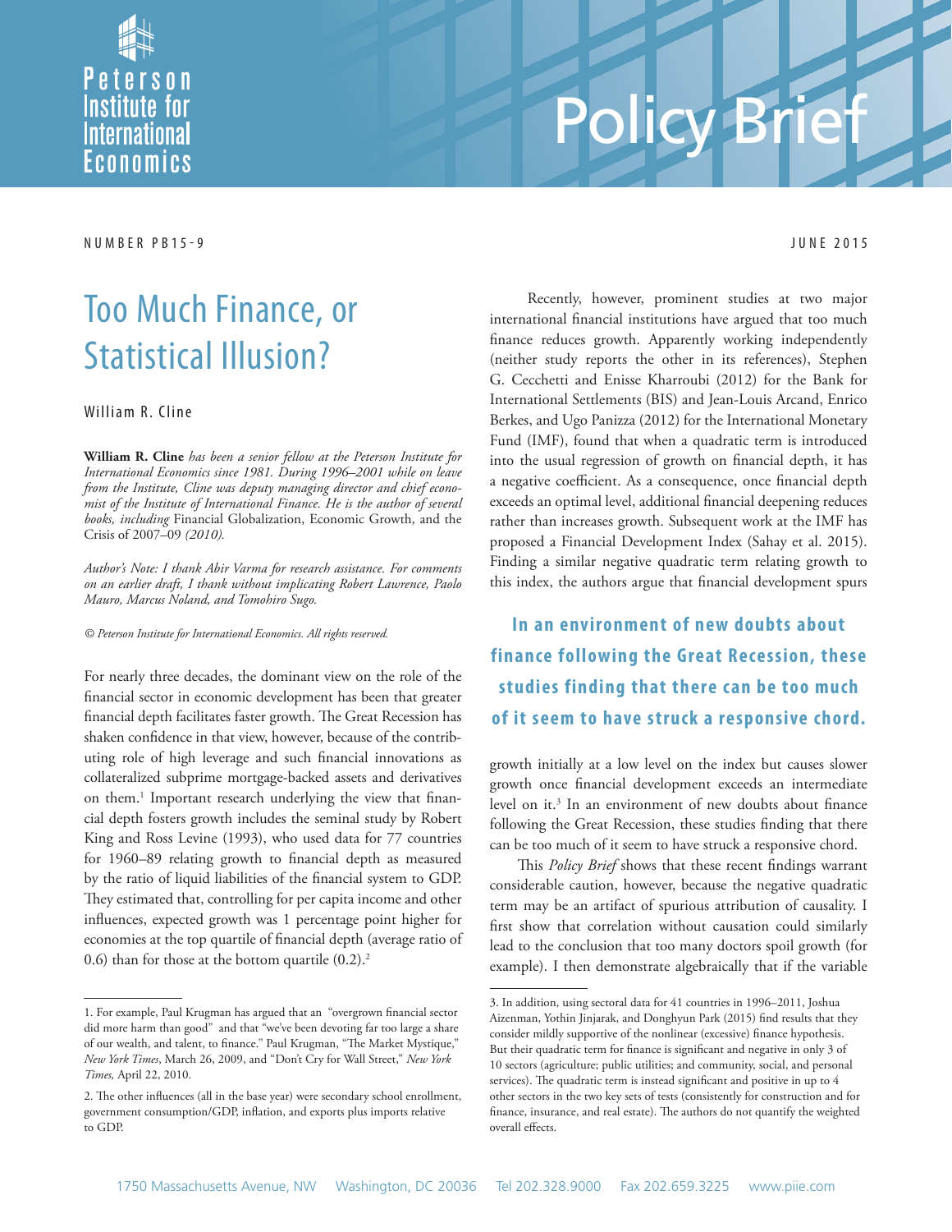Policy Brief

NUMBER PB15-9

JUNE 2015

# Too Much Finance, or Statistical Illusion?

William R. Cline

**William R. Cline** *has been a senior fellow at the Peterson Institute for International Economics since 1981. During 1996–2001 while on leave from the Institute, Cline was deputy managing director and chief economist of the Institute of International Finance. He is the author of several books, including* Financial Globalization, Economic Growth, and the Crisis of 2007–09 *(2010).*

*Author's Note: I thank Abir Varma for research assistance. For comments on an earlier draft, I thank without implicating Robert Lawrence, Paolo Mauro, Marcus Noland, and Tomohiro Sugo.*

*© Peterson Institute for International Economics. All rights reserved.*

For nearly three decades, the dominant view on the role of the financial sector in economic development has been that greater financial depth facilitates faster growth. The Great Recession has shaken confidence in that view, however, because of the contributing role of high leverage and such financial innovations as collateralized subprime mortgage-backed assets and derivatives on them.[1] Important research underlying the view that financial depth fosters growth includes the seminal study by Robert King and Ross Levine (1993), who used data for 77 countries for 1960–89 relating growth to financial depth as measured by the ratio of liquid liabilities of the financial system to GDP. They estimated that, controlling for per capita income and other influences, expected growth was 1 percentage point higher for economies at the top quartile of financial depth (average ratio of 0.6) than for those at the bottom quartile (0.2).[2]

Recently, however, prominent studies at two major international financial institutions have argued that too much finance reduces growth. Apparently working independently (neither study reports the other in its references), Stephen G. Cecchetti and Enisse Kharroubi (2012) for the Bank for International Settlements (BIS) and Jean-Louis Arcand, Enrico Berkes, and Ugo Panizza (2012) for the International Monetary Fund (IMF), found that when a quadratic term is introduced into the usual regression of growth on financial depth, it has a negative coefficient. As a consequence, once financial depth exceeds an optimal level, additional financial deepening reduces rather than increases growth. Subsequent work at the IMF has proposed a Financial Development Index (Sahay et al. 2015). Finding a similar negative quadratic term relating growth to this index, the authors argue that financial development spurs growth initially at a low level on the index but causes slower growth once financial development exceeds an intermediate level on it.[3] In an environment of new doubts about finance following the Great Recession, these studies finding that there can be too much of it seem to have struck a responsive chord.

**In an environment of new doubts about finance following the Great Recession, these studies finding that there can be too much of it seem to have struck a responsive chord.**

This *Policy Brief* shows that these recent findings warrant considerable caution, however, because the negative quadratic term may be an artifact of spurious attribution of causality. I first show that correlation without causation could similarly lead to the conclusion that too many doctors spoil growth (for example). I then demonstrate algebraically that if the variable

1. For example, Paul Krugman has argued that an "overgrown financial sector did more harm than good" and that "we've been devoting far too large a share of our wealth, and talent, to finance." Paul Krugman, "The Market Mystique," *New York Times*, March 26, 2009, and "Don't Cry for Wall Street," *New York Times,* April 22, 2010.

2. The other influences (all in the base year) were secondary school enrollment, government consumption/GDP, inflation, and exports plus imports relative to GDP.

3. In addition, using sectoral data for 41 countries in 1996–2011, Joshua Aizenman, Yothin Jinjarak, and Donghyun Park (2015) find results that they consider mildly supportive of the nonlinear (excessive) finance hypothesis. But their quadratic term for finance is significant and negative in only 3 of 10 sectors (agriculture; public utilities; and community, social, and personal services). The quadratic term is instead significant and positive in up to 4 other sectors in the two key sets of tests (consistently for construction and for finance, insurance, and real estate). The authors do not quantify the weighted overall effects.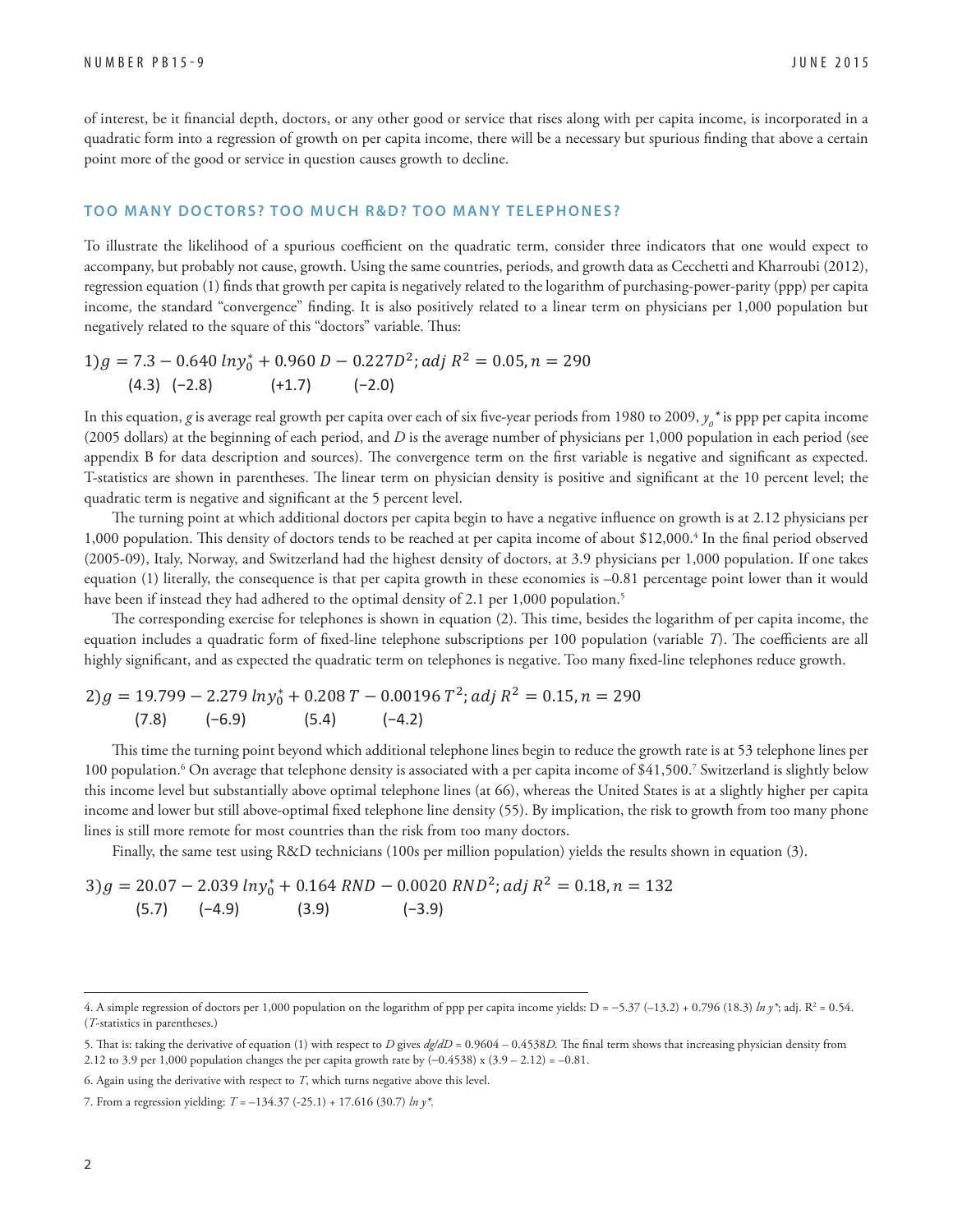of interest, be it financial depth, doctors, or any other good or service that rises along with per capita income, is incorporated in a quadratic form into a regression of growth on per capita income, there will be a necessary but spurious finding that above a certain point more of the good or service in question causes growth to decline.

## TOO MANY DOCTORS? TOO MUCH R&D? TOO MANY TELEPHONES?

To illustrate the likelihood of a spurious coefficient on the quadratic term, consider three indicators that one would expect to accompany, but probably not cause, growth. Using the same countries, periods, and growth data as Cecchetti and Kharroubi (2012), regression equation (1) finds that growth per capita is negatively related to the logarithm of purchasing-power-parity (ppp) per capita income, the standard "convergence" finding. It is also positively related to a linear term on physicians per 1,000 population but negatively related to the square of this "doctors" variable. Thus:

$$1)\; g = \underset{(4.3)}{7.3} - \underset{(-2.8)}{0.640}\, ln y_0^* + \underset{(+1.7)}{0.960}\, D - \underset{(-2.0)}{0.227} D^2;\; adj\ R^2 = 0.05, n = 290$$

In this equation, *g* is average real growth per capita over each of six five-year periods from 1980 to 2009, $y_0$* is ppp per capita income (2005 dollars) at the beginning of each period, and *D* is the average number of physicians per 1,000 population in each period (see appendix B for data description and sources). The convergence term on the first variable is negative and significant as expected. T-statistics are shown in parentheses. The linear term on physician density is positive and significant at the 10 percent level; the quadratic term is negative and significant at the 5 percent level.

The turning point at which additional doctors per capita begin to have a negative influence on growth is at 2.12 physicians per 1,000 population. This density of doctors tends to be reached at per capita income of about $12,000.[4] In the final period observed (2005-09), Italy, Norway, and Switzerland had the highest density of doctors, at 3.9 physicians per 1,000 population. If one takes equation (1) literally, the consequence is that per capita growth in these economies is –0.81 percentage point lower than it would have been if instead they had adhered to the optimal density of 2.1 per 1,000 population.[5]

The corresponding exercise for telephones is shown in equation (2). This time, besides the logarithm of per capita income, the equation includes a quadratic form of fixed-line telephone subscriptions per 100 population (variable *T*). The coefficients are all highly significant, and as expected the quadratic term on telephones is negative. Too many fixed-line telephones reduce growth.

$$2)\; g = \underset{(7.8)}{19.799} - \underset{(-6.9)}{2.279}\, ln y_0^* + \underset{(5.4)}{0.208}\, T - \underset{(-4.2)}{0.00196}\, T^2;\; adj\ R^2 = 0.15, n = 290$$

This time the turning point beyond which additional telephone lines begin to reduce the growth rate is at 53 telephone lines per 100 population.[6] On average that telephone density is associated with a per capita income of $41,500.[7] Switzerland is slightly below this income level but substantially above optimal telephone lines (at 66), whereas the United States is at a slightly higher per capita income and lower but still above-optimal fixed telephone line density (55). By implication, the risk to growth from too many phone lines is still more remote for most countries than the risk from too many doctors.

Finally, the same test using R&D technicians (100s per million population) yields the results shown in equation (3).

$$3)\; g = \underset{(5.7)}{20.07} - \underset{(-4.9)}{2.039}\, ln y_0^* + \underset{(3.9)}{0.164}\, RND - \underset{(-3.9)}{0.0020}\, RND^2;\; adj\ R^2 = 0.18, n = 132$$

---

4. A simple regression of doctors per 1,000 population on the logarithm of ppp per capita income yields: D = –5.37 (–13.2) + 0.796 (18.3) *ln y*\*; adj. $R^2$ = 0.54. (*T*-statistics in parentheses.)

5. That is: taking the derivative of equation (1) with respect to *D* gives *dg/dD* = 0.9604 – 0.4538*D*. The final term shows that increasing physician density from 2.12 to 3.9 per 1,000 population changes the per capita growth rate by (–0.4538) x (3.9 – 2.12) = –0.81.

6. Again using the derivative with respect to *T*, which turns negative above this level.

7. From a regression yielding: *T* = –134.37 (-25.1) + 17.616 (30.7) *ln y*\*.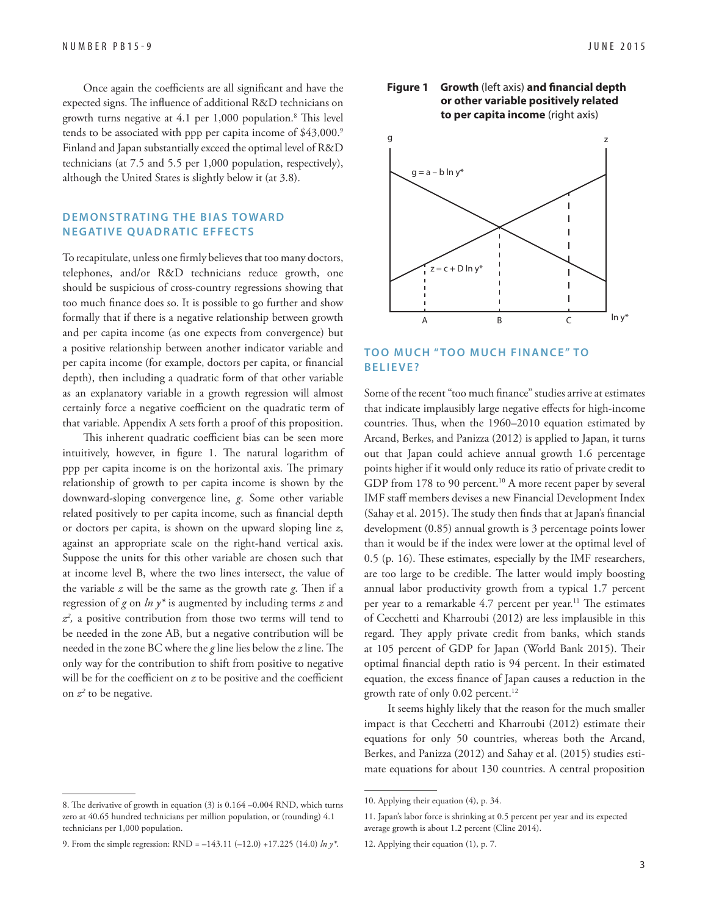Once again the coefficients are all significant and have the expected signs. The influence of additional R&D technicians on growth turns negative at 4.1 per 1,000 population.[8] This level tends to be associated with ppp per capita income of $43,000.[9] Finland and Japan substantially exceed the optimal level of R&D technicians (at 7.5 and 5.5 per 1,000 population, respectively), although the United States is slightly below it (at 3.8).

## DEMONSTRATING THE BIAS TOWARD NEGATIVE QUADRATIC EFFECTS

To recapitulate, unless one firmly believes that too many doctors, telephones, and/or R&D technicians reduce growth, one should be suspicious of cross-country regressions showing that too much finance does so. It is possible to go further and show formally that if there is a negative relationship between growth and per capita income (as one expects from convergence) but a positive relationship between another indicator variable and per capita income (for example, doctors per capita, or financial depth), then including a quadratic form of that other variable as an explanatory variable in a growth regression will almost certainly force a negative coefficient on the quadratic term of that variable. Appendix A sets forth a proof of this proposition.

This inherent quadratic coefficient bias can be seen more intuitively, however, in figure 1. The natural logarithm of ppp per capita income is on the horizontal axis. The primary relationship of growth to per capita income is shown by the downward-sloping convergence line, *g*. Some other variable related positively to per capita income, such as financial depth or doctors per capita, is shown on the upward sloping line *z*, against an appropriate scale on the right-hand vertical axis. Suppose the units for this other variable are chosen such that at income level B, where the two lines intersect, the value of the variable *z* will be the same as the growth rate *g*. Then if a regression of *g* on $\ln y^*$ is augmented by including terms *z* and $z^2$, a positive contribution from those two terms will tend to be needed in the zone AB, but a negative contribution will be needed in the zone BC where the *g* line lies below the *z* line. The only way for the contribution to shift from positive to negative will be for the coefficient on *z* to be positive and the coefficient on $z^2$ to be negative.

**Figure 1** **Growth** (left axis) **and financial depth or other variable positively related to per capita income** (right axis)

g

z

$g = a - b \ln y^*$

$z = c + D \ln y^*$

A

B

C

$\ln y^*$

## TOO MUCH "TOO MUCH FINANCE" TO BELIEVE?

Some of the recent "too much finance" studies arrive at estimates that indicate implausibly large negative effects for high-income countries. Thus, when the 1960–2010 equation estimated by Arcand, Berkes, and Panizza (2012) is applied to Japan, it turns out that Japan could achieve annual growth 1.6 percentage points higher if it would only reduce its ratio of private credit to GDP from 178 to 90 percent.[10] A more recent paper by several IMF staff members devises a new Financial Development Index (Sahay et al. 2015). The study then finds that at Japan's financial development (0.85) annual growth is 3 percentage points lower than it would be if the index were lower at the optimal level of 0.5 (p. 16). These estimates, especially by the IMF researchers, are too large to be credible. The latter would imply boosting annual labor productivity growth from a typical 1.7 percent per year to a remarkable 4.7 percent per year.[11] The estimates of Cecchetti and Kharroubi (2012) are less implausible in this regard. They apply private credit from banks, which stands at 105 percent of GDP for Japan (World Bank 2015). Their optimal financial depth ratio is 94 percent. In their estimated equation, the excess finance of Japan causes a reduction in the growth rate of only 0.02 percent.[12]

It seems highly likely that the reason for the much smaller impact is that Cecchetti and Kharroubi (2012) estimate their equations for only 50 countries, whereas both the Arcand, Berkes, and Panizza (2012) and Sahay et al. (2015) studies estimate equations for about 130 countries. A central proposition

---

8. The derivative of growth in equation (3) is 0.164 –0.004 RND, which turns zero at 40.65 hundred technicians per million population, or (rounding) 4.1 technicians per 1,000 population.

9. From the simple regression: RND = –143.11 (–12.0) +17.225 (14.0) $\ln y^*$.

10. Applying their equation (4), p. 34.

11. Japan's labor force is shrinking at 0.5 percent per year and its expected average growth is about 1.2 percent (Cline 2014).

12. Applying their equation (1), p. 7.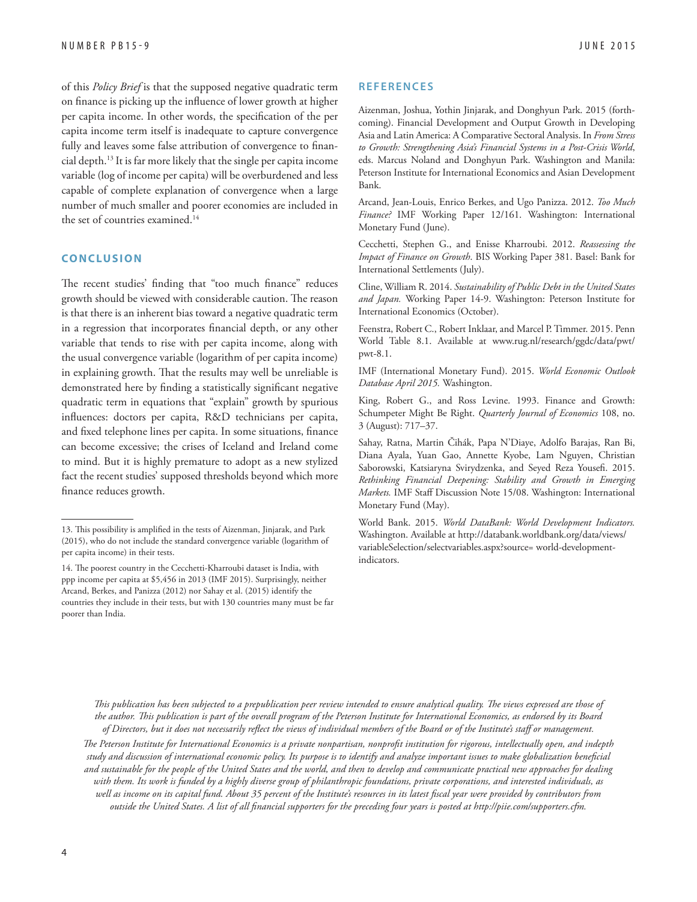of this *Policy Brief* is that the supposed negative quadratic term on finance is picking up the influence of lower growth at higher per capita income. In other words, the specification of the per capita income term itself is inadequate to capture convergence fully and leaves some false attribution of convergence to financial depth.[13] It is far more likely that the single per capita income variable (log of income per capita) will be overburdened and less capable of complete explanation of convergence when a large number of much smaller and poorer economies are included in the set of countries examined.[14]

## CONCLUSION

The recent studies' finding that "too much finance" reduces growth should be viewed with considerable caution. The reason is that there is an inherent bias toward a negative quadratic term in a regression that incorporates financial depth, or any other variable that tends to rise with per capita income, along with the usual convergence variable (logarithm of per capita income) in explaining growth. That the results may well be unreliable is demonstrated here by finding a statistically significant negative quadratic term in equations that "explain" growth by spurious influences: doctors per capita, R&D technicians per capita, and fixed telephone lines per capita. In some situations, finance can become excessive; the crises of Iceland and Ireland come to mind. But it is highly premature to adopt as a new stylized fact the recent studies' supposed thresholds beyond which more finance reduces growth.

---

13. This possibility is amplified in the tests of Aizenman, Jinjarak, and Park (2015), who do not include the standard convergence variable (logarithm of per capita income) in their tests.

14. The poorest country in the Cecchetti-Kharroubi dataset is India, with ppp income per capita at $5,456 in 2013 (IMF 2015). Surprisingly, neither Arcand, Berkes, and Panizza (2012) nor Sahay et al. (2015) identify the countries they include in their tests, but with 130 countries many must be far poorer than India.

## REFERENCES

Aizenman, Joshua, Yothin Jinjarak, and Donghyun Park. 2015 (forthcoming). Financial Development and Output Growth in Developing Asia and Latin America: A Comparative Sectoral Analysis. In *From Stress to Growth: Strengthening Asia's Financial Systems in a Post-Crisis World*, eds. Marcus Noland and Donghyun Park. Washington and Manila: Peterson Institute for International Economics and Asian Development Bank.

Arcand, Jean-Louis, Enrico Berkes, and Ugo Panizza. 2012. *Too Much Finance?* IMF Working Paper 12/161. Washington: International Monetary Fund (June).

Cecchetti, Stephen G., and Enisse Kharroubi. 2012. *Reassessing the Impact of Finance on Growth*. BIS Working Paper 381. Basel: Bank for International Settlements (July).

Cline, William R. 2014. *Sustainability of Public Debt in the United States and Japan.* Working Paper 14-9. Washington: Peterson Institute for International Economics (October).

Feenstra, Robert C., Robert Inklaar, and Marcel P. Timmer. 2015. Penn World Table 8.1. Available at www.rug.nl/research/ggdc/data/pwt/pwt-8.1.

IMF (International Monetary Fund). 2015. *World Economic Outlook Database April 2015.* Washington.

King, Robert G., and Ross Levine. 1993. Finance and Growth: Schumpeter Might Be Right. *Quarterly Journal of Economics* 108, no. 3 (August): 717–37.

Sahay, Ratna, Martin Čihák, Papa N'Diaye, Adolfo Barajas, Ran Bi, Diana Ayala, Yuan Gao, Annette Kyobe, Lam Nguyen, Christian Saborowski, Katsiaryna Svirydzenka, and Seyed Reza Yousefi. 2015. *Rethinking Financial Deepening: Stability and Growth in Emerging Markets.* IMF Staff Discussion Note 15/08. Washington: International Monetary Fund (May).

World Bank. 2015. *World DataBank: World Development Indicators.* Washington. Available at http://databank.worldbank.org/data/views/variableSelection/selectvariables.aspx?source= world-development-indicators.

*This publication has been subjected to a prepublication peer review intended to ensure analytical quality. The views expressed are those of the author. This publication is part of the overall program of the Peterson Institute for International Economics, as endorsed by its Board of Directors, but it does not necessarily reflect the views of individual members of the Board or of the Institute's staff or management.*

*The Peterson Institute for International Economics is a private nonpartisan, nonprofit institution for rigorous, intellectually open, and indepth study and discussion of international economic policy. Its purpose is to identify and analyze important issues to make globalization beneficial and sustainable for the people of the United States and the world, and then to develop and communicate practical new approaches for dealing with them. Its work is funded by a highly diverse group of philanthropic foundations, private corporations, and interested individuals, as well as income on its capital fund. About 35 percent of the Institute's resources in its latest fiscal year were provided by contributors from outside the United States. A list of all financial supporters for the preceding four years is posted at http://piie.com/supporters.cfm.*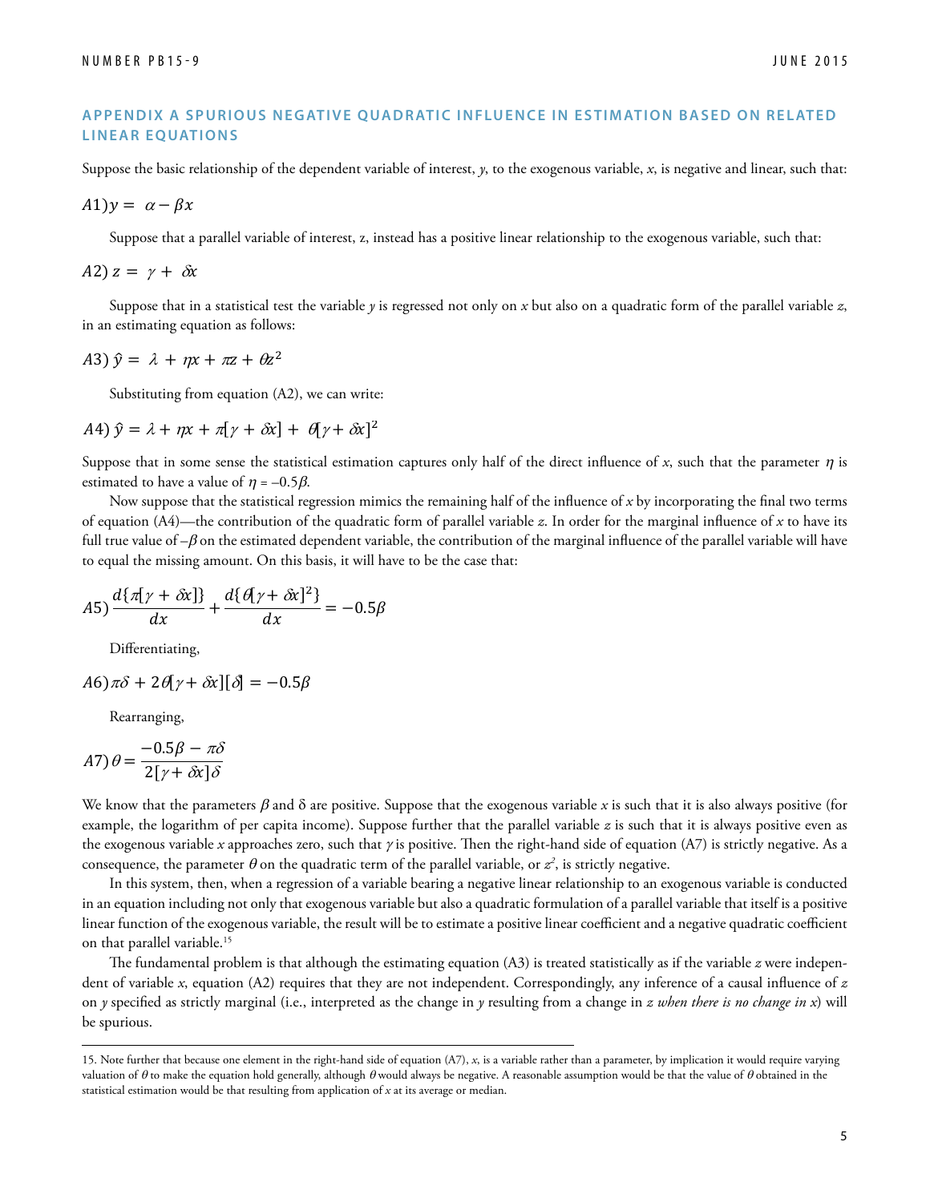## APPENDIX A SPURIOUS NEGATIVE QUADRATIC INFLUENCE IN ESTIMATION BASED ON RELATED LINEAR EQUATIONS

Suppose the basic relationship of the dependent variable of interest, $y$, to the exogenous variable, $x$, is negative and linear, such that:

$$A1)\; y = \alpha - \beta x$$

Suppose that a parallel variable of interest, z, instead has a positive linear relationship to the exogenous variable, such that:

$$A2)\; z = \gamma + \delta x$$

Suppose that in a statistical test the variable $y$ is regressed not only on $x$ but also on a quadratic form of the parallel variable $z$, in an estimating equation as follows:

$$A3)\; \hat{y} = \lambda + \eta x + \pi z + \theta z^2$$

Substituting from equation (A2), we can write:

$$A4)\; \hat{y} = \lambda + \eta x + \pi[\gamma + \delta x] + \theta[\gamma + \delta x]^2$$

Suppose that in some sense the statistical estimation captures only half of the direct influence of $x$, such that the parameter $\eta$ is estimated to have a value of $\eta = -0.5\beta$.

Now suppose that the statistical regression mimics the remaining half of the influence of $x$ by incorporating the final two terms of equation (A4)—the contribution of the quadratic form of parallel variable $z$. In order for the marginal influence of $x$ to have its full true value of $-\beta$ on the estimated dependent variable, the contribution of the marginal influence of the parallel variable will have to equal the missing amount. On this basis, it will have to be the case that:

$$A5)\; \frac{d\{\pi[\gamma + \delta x]\}}{dx} + \frac{d\{\theta[\gamma + \delta x]^2\}}{dx} = -0.5\beta$$

Differentiating,

$$A6)\; \pi\delta + 2\theta[\gamma + \delta x][\delta] = -0.5\beta$$

Rearranging,

$$A7)\; \theta = \frac{-0.5\beta - \pi\delta}{2[\gamma + \delta x]\delta}$$

We know that the parameters $\beta$ and $\delta$ are positive. Suppose that the exogenous variable $x$ is such that it is also always positive (for example, the logarithm of per capita income). Suppose further that the parallel variable $z$ is such that it is always positive even as the exogenous variable $x$ approaches zero, such that $\gamma$ is positive. Then the right-hand side of equation (A7) is strictly negative. As a consequence, the parameter $\theta$ on the quadratic term of the parallel variable, or $z^2$, is strictly negative.

In this system, then, when a regression of a variable bearing a negative linear relationship to an exogenous variable is conducted in an equation including not only that exogenous variable but also a quadratic formulation of a parallel variable that itself is a positive linear function of the exogenous variable, the result will be to estimate a positive linear coefficient and a negative quadratic coefficient on that parallel variable.[15]

The fundamental problem is that although the estimating equation (A3) is treated statistically as if the variable $z$ were independent of variable $x$, equation (A2) requires that they are not independent. Correspondingly, any inference of a causal influence of $z$ on $y$ specified as strictly marginal (i.e., interpreted as the change in $y$ resulting from a change in $z$ *when there is no change in x*) will be spurious.

---

15. Note further that because one element in the right-hand side of equation (A7), $x$, is a variable rather than a parameter, by implication it would require varying valuation of $\theta$ to make the equation hold generally, although $\theta$ would always be negative. A reasonable assumption would be that the value of $\theta$ obtained in the statistical estimation would be that resulting from application of $x$ at its average or median.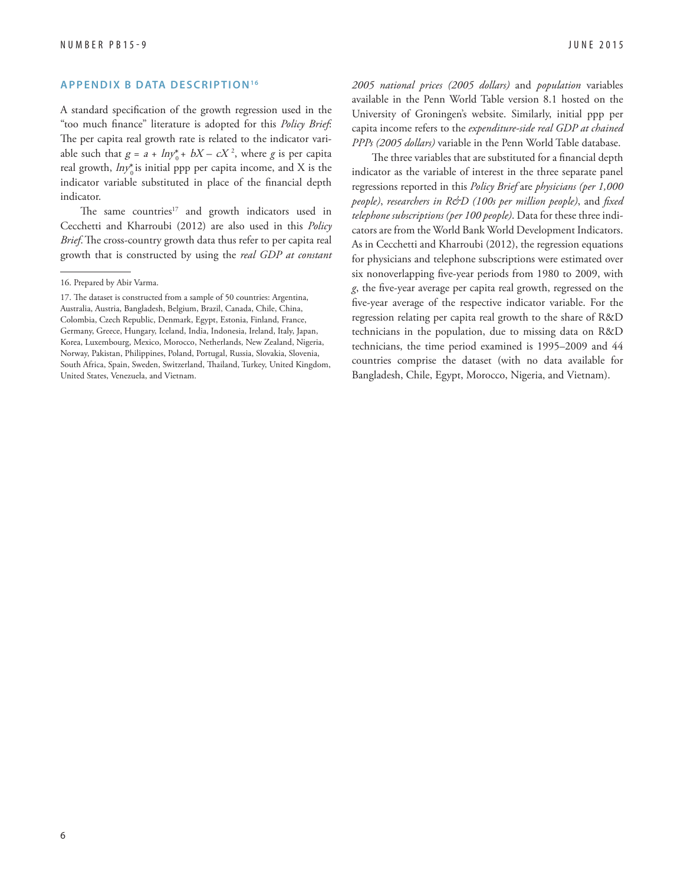## APPENDIX B DATA DESCRIPTION[16]

A standard specification of the growth regression used in the "too much finance" literature is adopted for this *Policy Brief*: The per capita real growth rate is related to the indicator variable such that $g = a + lny_0^* + bX - cX^2$, where $g$ is per capita real growth, $lny_0^*$ is initial ppp per capita income, and X is the indicator variable substituted in place of the financial depth indicator.

The same countries[17] and growth indicators used in Cecchetti and Kharroubi (2012) are also used in this *Policy Brief*. The cross-country growth data thus refer to per capita real growth that is constructed by using the *real GDP at constant 2005 national prices (2005 dollars)* and *population* variables available in the Penn World Table version 8.1 hosted on the University of Groningen's website. Similarly, initial ppp per capita income refers to the *expenditure-side real GDP at chained PPPs (2005 dollars)* variable in the Penn World Table database.

The three variables that are substituted for a financial depth indicator as the variable of interest in the three separate panel regressions reported in this *Policy Brief* are *physicians (per 1,000 people)*, *researchers in R&D (100s per million people)*, and *fixed telephone subscriptions (per 100 people)*. Data for these three indicators are from the World Bank World Development Indicators. As in Cecchetti and Kharroubi (2012), the regression equations for physicians and telephone subscriptions were estimated over six nonoverlapping five-year periods from 1980 to 2009, with $g$, the five-year average per capita real growth, regressed on the five-year average of the respective indicator variable. For the regression relating per capita real growth to the share of R&D technicians in the population, due to missing data on R&D technicians, the time period examined is 1995–2009 and 44 countries comprise the dataset (with no data available for Bangladesh, Chile, Egypt, Morocco, Nigeria, and Vietnam).

---

16. Prepared by Abir Varma.

17. The dataset is constructed from a sample of 50 countries: Argentina, Australia, Austria, Bangladesh, Belgium, Brazil, Canada, Chile, China, Colombia, Czech Republic, Denmark, Egypt, Estonia, Finland, France, Germany, Greece, Hungary, Iceland, India, Indonesia, Ireland, Italy, Japan, Korea, Luxembourg, Mexico, Morocco, Netherlands, New Zealand, Nigeria, Norway, Pakistan, Philippines, Poland, Portugal, Russia, Slovakia, Slovenia, South Africa, Spain, Sweden, Switzerland, Thailand, Turkey, United Kingdom, United States, Venezuela, and Vietnam.